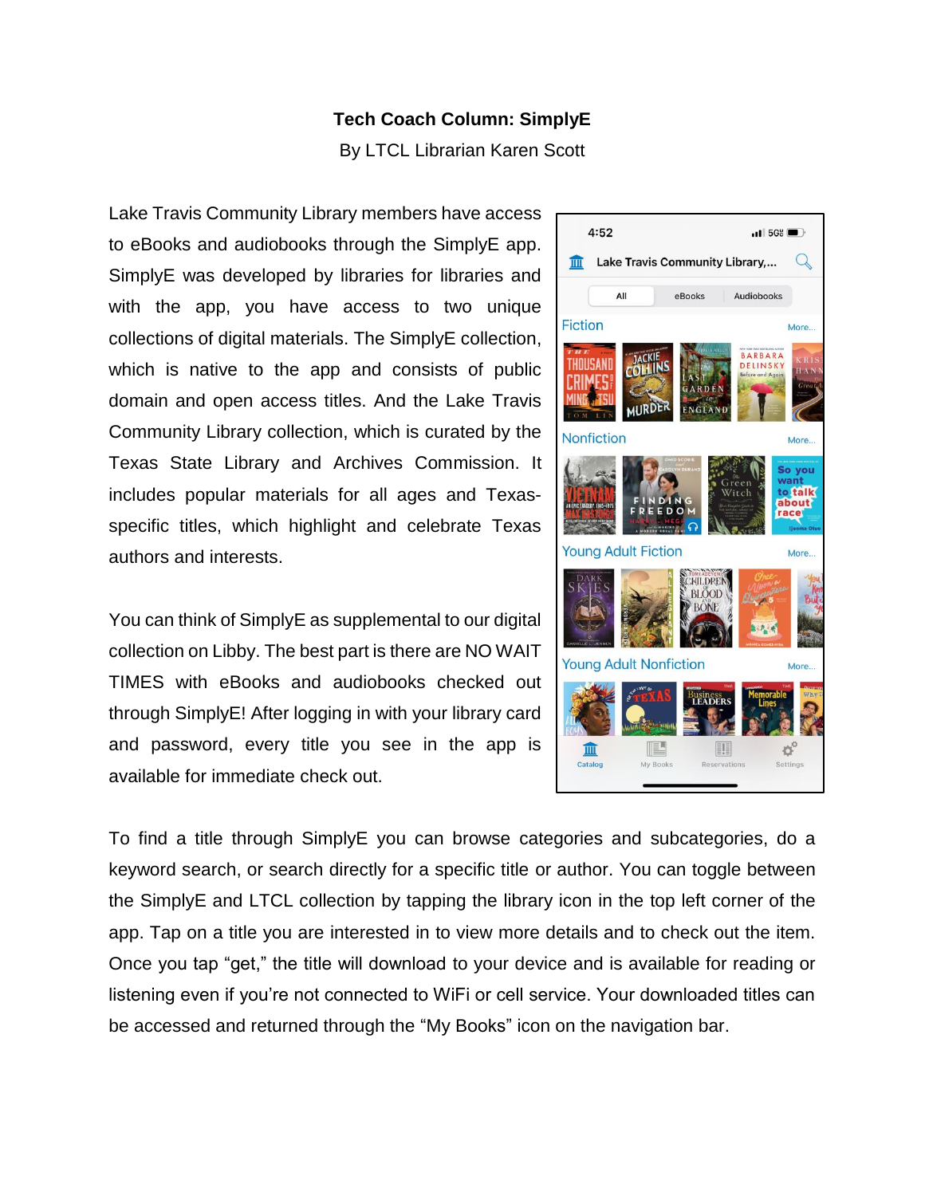# Tech Coach Column: SimplyE

By LTCL Librarian Karen Scott

Lake Travis Community Library members have access to eBooks and audiobooks through the SimplyE app. SimplyE was developed by libraries for libraries and with the app, you have access to two unique collections of digital materials. The SimplyE collection, which is native to the app and consists of public domain and open access titles. And the Lake Travis Community Library collection, which is curated by the Texas State Library and Archives Commission. It includes popular materials for all ages and Texas-specific titles, which highlight and celebrate Texas authors and interests.

You can think of SimplyE as supplemental to our digital collection on Libby. The best part is there are NO WAIT TIMES with eBooks and audiobooks checked out through SimplyE! After logging in with your library card and password, every title you see in the app is available for immediate check out.

To find a title through SimplyE you can browse categories and subcategories, do a keyword search, or search directly for a specific title or author. You can toggle between the SimplyE and LTCL collection by tapping the library icon in the top left corner of the app. Tap on a title you are interested in to view more details and to check out the item. Once you tap "get," the title will download to your device and is available for reading or listening even if you're not connected to WiFi or cell service. Your downloaded titles can be accessed and returned through the "My Books" icon on the navigation bar.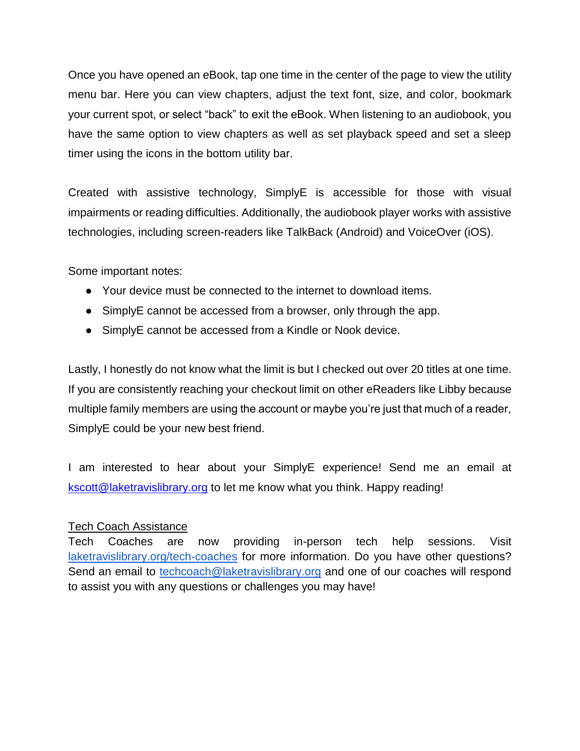Once you have opened an eBook, tap one time in the center of the page to view the utility menu bar. Here you can view chapters, adjust the text font, size, and color, bookmark your current spot, or select "back" to exit the eBook. When listening to an audiobook, you have the same option to view chapters as well as set playback speed and set a sleep timer using the icons in the bottom utility bar.

Created with assistive technology, SimplyE is accessible for those with visual impairments or reading difficulties. Additionally, the audiobook player works with assistive technologies, including screen-readers like TalkBack (Android) and VoiceOver (iOS).

Some important notes:

- Your device must be connected to the internet to download items.
- SimplyE cannot be accessed from a browser, only through the app.
- SimplyE cannot be accessed from a Kindle or Nook device.

Lastly, I honestly do not know what the limit is but I checked out over 20 titles at one time. If you are consistently reaching your checkout limit on other eReaders like Libby because multiple family members are using the account or maybe you're just that much of a reader, SimplyE could be your new best friend.

I am interested to hear about your SimplyE experience! Send me an email at kscott@laketravislibrary.org to let me know what you think. Happy reading!

Tech Coach Assistance

Tech Coaches are now providing in-person tech help sessions. Visit laketravislibrary.org/tech-coaches for more information. Do you have other questions? Send an email to techcoach@laketravislibrary.org and one of our coaches will respond to assist you with any questions or challenges you may have!